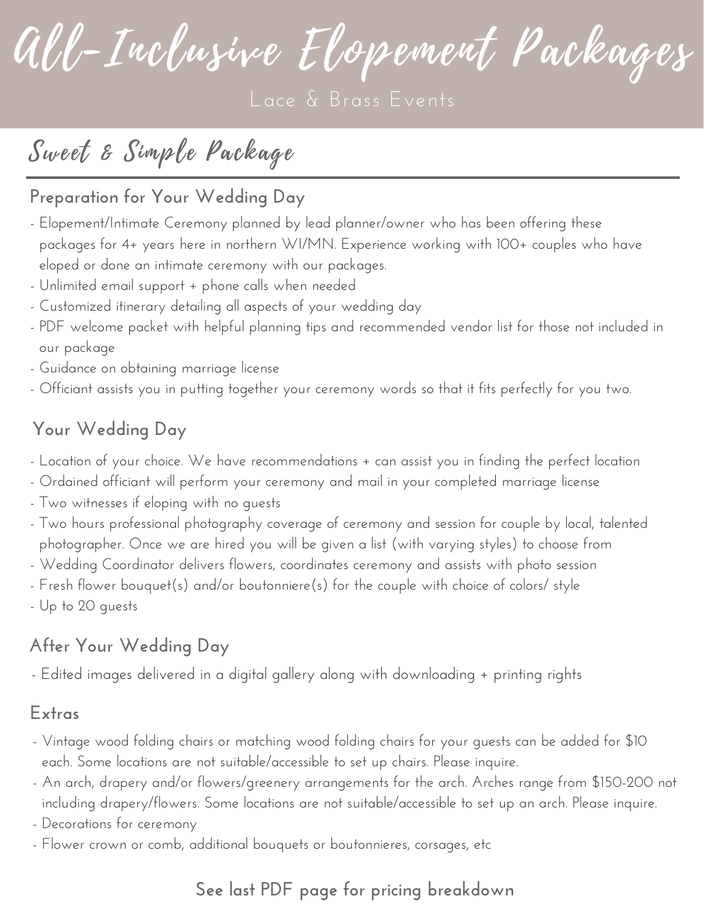# All-Inclusive Elopement Packages

Lace & Brass Events

## Sweet & Simple Package

### Preparation for Your Wedding Day

- Elopement/Intimate Ceremony planned by lead planner/owner who has been offering these packages for 4+ years here in northern WI/MN. Experience working with 100+ couples who have eloped or done an intimate ceremony with our packages.
- Unlimited email support + phone calls when needed
- Customized itinerary detailing all aspects of your wedding day
- PDF welcome packet with helpful planning tips and recommended vendor list for those not included in our package
- Guidance on obtaining marriage license
- Officiant assists you in putting together your ceremony words so that it fits perfectly for you two.

### Your Wedding Day

- Location of your choice. We have recommendations + can assist you in finding the perfect location
- Ordained officiant will perform your ceremony and mail in your completed marriage license
- Two witnesses if eloping with no guests
- Two hours professional photography coverage of ceremony and session for couple by local, talented photographer. Once we are hired you will be given a list (with varying styles) to choose from
- Wedding Coordinator delivers flowers, coordinates ceremony and assists with photo session
- Fresh flower bouquet(s) and/or boutonniere(s) for the couple with choice of colors/ style
- Up to 20 guests

### After Your Wedding Day

- Edited images delivered in a digital gallery along with downloading + printing rights

### Extras

- Vintage wood folding chairs or matching wood folding chairs for your guests can be added for $10 each. Some locations are not suitable/accessible to set up chairs. Please inquire.
- An arch, drapery and/or flowers/greenery arrangements for the arch. Arches range from $150-200 not including drapery/flowers. Some locations are not suitable/accessible to set up an arch. Please inquire.
- Decorations for ceremony
- Flower crown or comb, additional bouquets or boutonnieres, corsages, etc

**See last PDF page for pricing breakdown**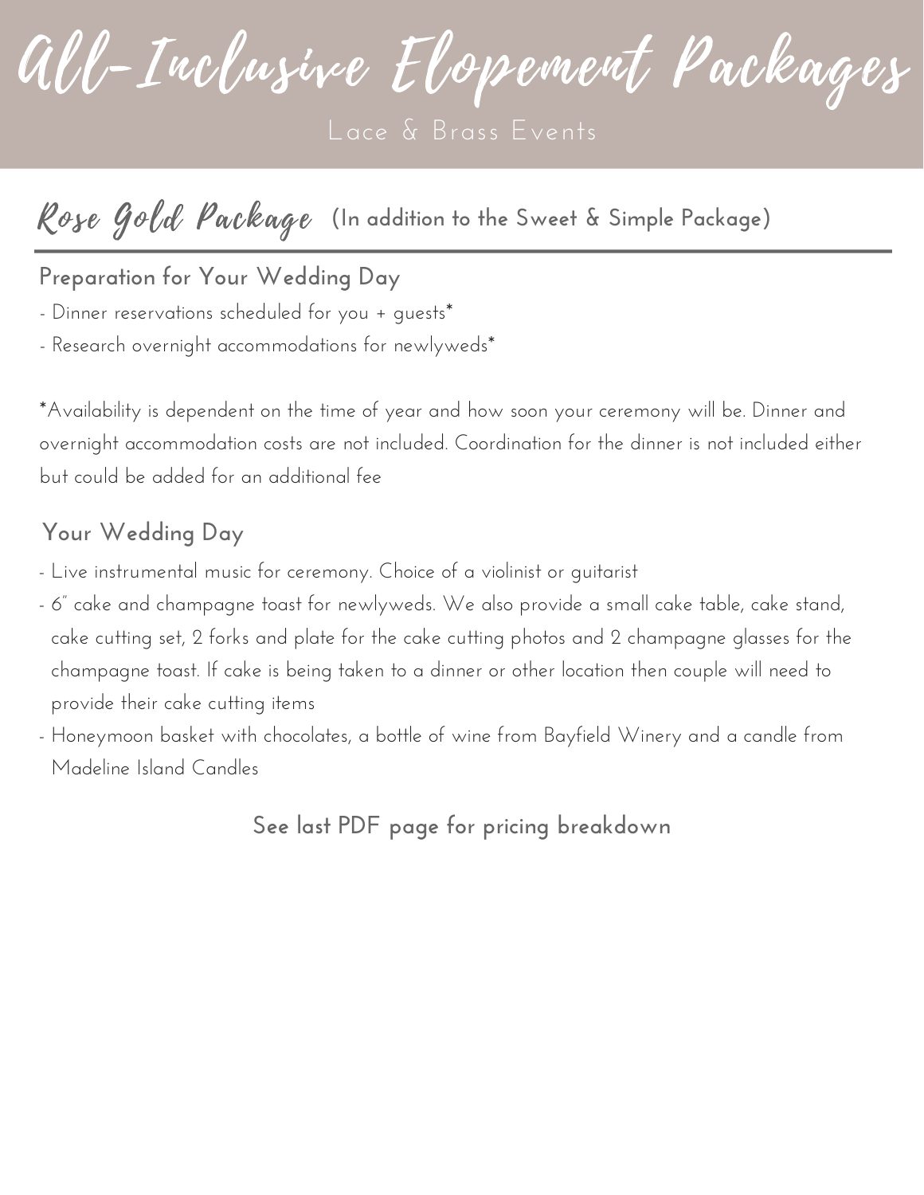# All-Inclusive Elopement Packages

Lace & Brass Events

## Rose Gold Package (In addition to the Sweet & Simple Package)

### Preparation for Your Wedding Day

- Dinner reservations scheduled for you + guests*
- Research overnight accommodations for newlyweds*

*Availability is dependent on the time of year and how soon your ceremony will be. Dinner and overnight accommodation costs are not included. Coordination for the dinner is not included either but could be added for an additional fee

### Your Wedding Day

- Live instrumental music for ceremony. Choice of a violinist or guitarist
- 6" cake and champagne toast for newlyweds. We also provide a small cake table, cake stand, cake cutting set, 2 forks and plate for the cake cutting photos and 2 champagne glasses for the champagne toast. If cake is being taken to a dinner or other location then couple will need to provide their cake cutting items
- Honeymoon basket with chocolates, a bottle of wine from Bayfield Winery and a candle from Madeline Island Candles

**See last PDF page for pricing breakdown**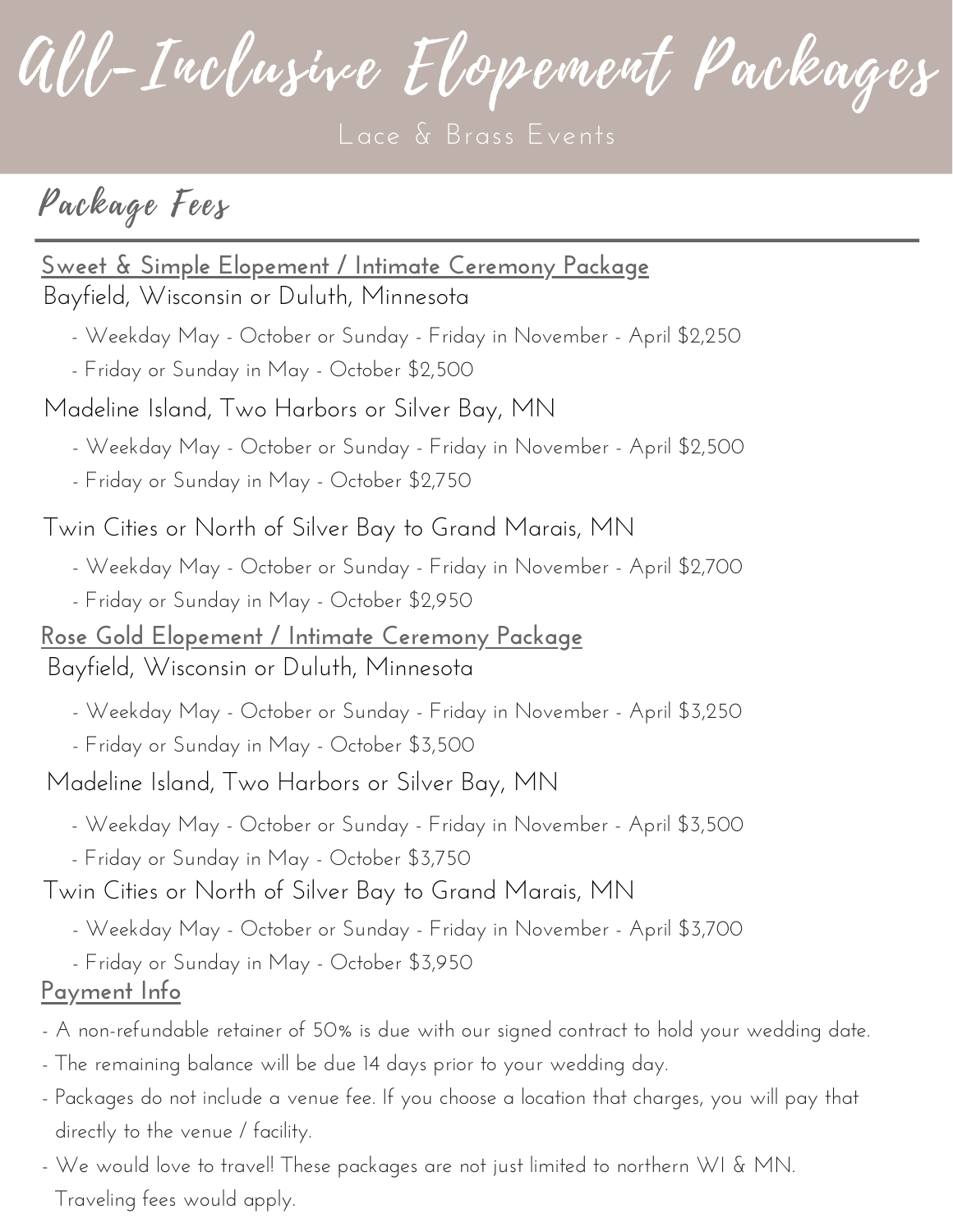# All-Inclusive Elopement Packages

Lace & Brass Events

## Package Fees

### Sweet & Simple Elopement / Intimate Ceremony Package

Bayfield, Wisconsin or Duluth, Minnesota

- Weekday May - October or Sunday - Friday in November - April $2,250
- Friday or Sunday in May - October $2,500

Madeline Island, Two Harbors or Silver Bay, MN

- Weekday May - October or Sunday - Friday in November - April $2,500
- Friday or Sunday in May - October $2,750

Twin Cities or North of Silver Bay to Grand Marais, MN

- Weekday May - October or Sunday - Friday in November - April $2,700
- Friday or Sunday in May - October $2,950

### Rose Gold Elopement / Intimate Ceremony Package

Bayfield, Wisconsin or Duluth, Minnesota

- Weekday May - October or Sunday - Friday in November - April $3,250
- Friday or Sunday in May - October $3,500

Madeline Island, Two Harbors or Silver Bay, MN

- Weekday May - October or Sunday - Friday in November - April $3,500
- Friday or Sunday in May - October $3,750

Twin Cities or North of Silver Bay to Grand Marais, MN

- Weekday May - October or Sunday - Friday in November - April $3,700
- Friday or Sunday in May - October $3,950

### Payment Info

- A non-refundable retainer of 50% is due with our signed contract to hold your wedding date.
- The remaining balance will be due 14 days prior to your wedding day.
- Packages do not include a venue fee. If you choose a location that charges, you will pay that directly to the venue / facility.
- We would love to travel! These packages are not just limited to northern WI & MN. Traveling fees would apply.